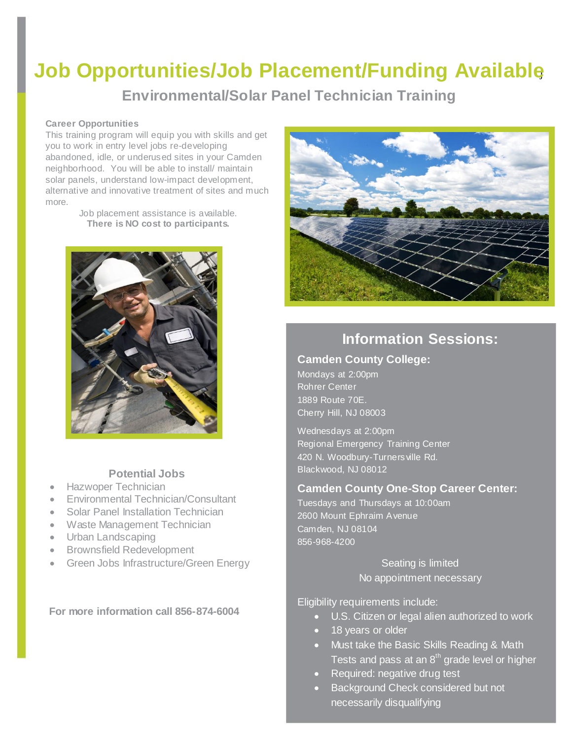# Job Opportunities/Job Placement/Funding Available

## Environmental/Solar Panel Technician Training

**Career Opportunities**

This training program will equip you with skills and get you to work in entry level jobs re-developing abandoned, idle, or underused sites in your Camden neighborhood. You will be able to install/ maintain solar panels, understand low-impact development, alternative and innovative treatment of sites and much more.

Job placement assistance is available.
**There is NO cost to participants.**

### Potential Jobs

- Hazwoper Technician
- Environmental Technician/Consultant
- Solar Panel Installation Technician
- Waste Management Technician
- Urban Landscaping
- Brownsfield Redevelopment
- Green Jobs Infrastructure/Green Energy

**For more information call 856-874-6004**

## Information Sessions:

### Camden County College:

Mondays at 2:00pm
Rohrer Center
1889 Route 70E.
Cherry Hill, NJ 08003

Wednesdays at 2:00pm
Regional Emergency Training Center
420 N. Woodbury-Turnersville Rd.
Blackwood, NJ 08012

### Camden County One-Stop Career Center:

Tuesdays and Thursdays at 10:00am
2600 Mount Ephraim Avenue
Camden, NJ 08104
856-968-4200

Seating is limited
No appointment necessary

Eligibility requirements include:

- U.S. Citizen or legal alien authorized to work
- 18 years or older
- Must take the Basic Skills Reading & Math Tests and pass at an 8th grade level or higher
- Required: negative drug test
- Background Check considered but not necessarily disqualifying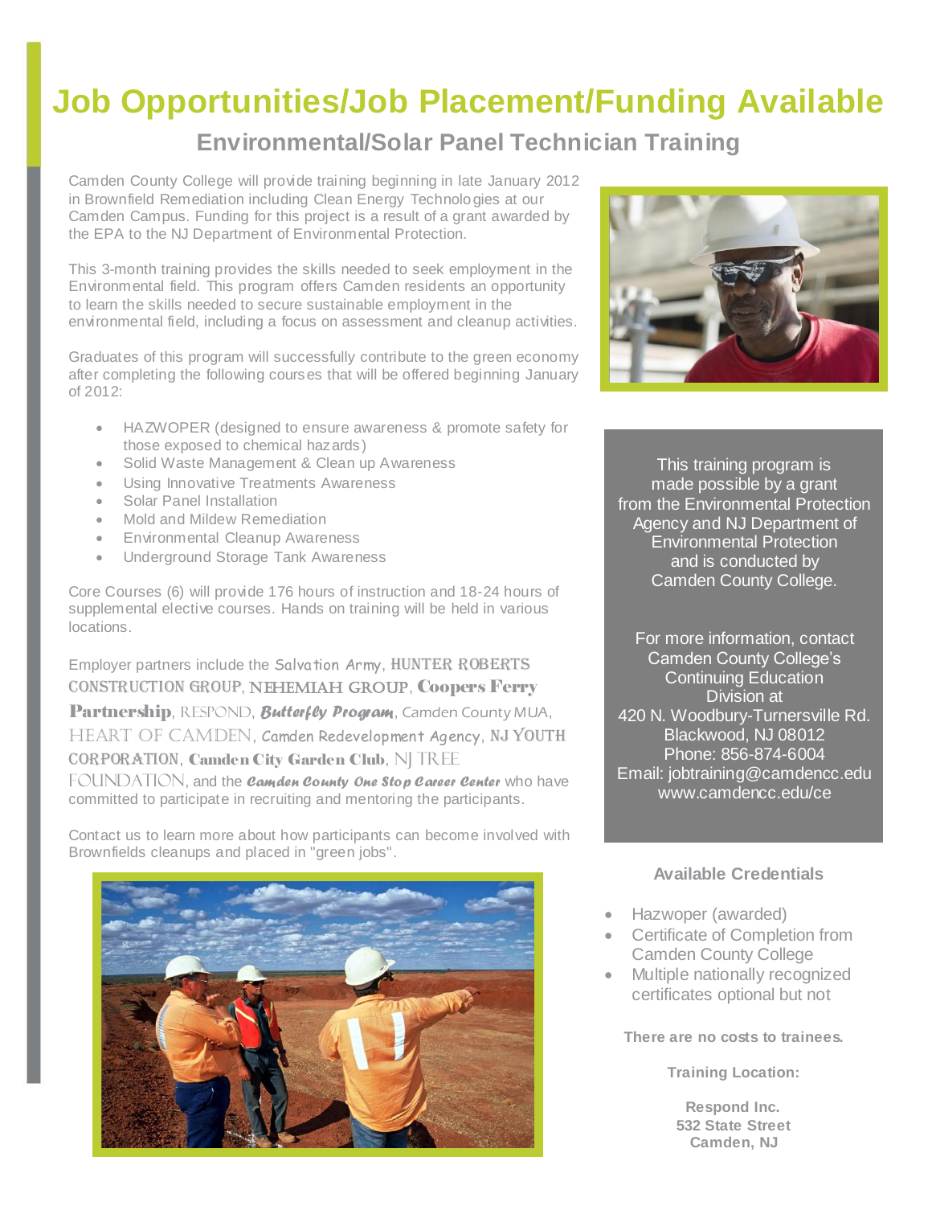# Job Opportunities/Job Placement/Funding Available

## Environmental/Solar Panel Technician Training

Camden County College will provide training beginning in late January 2012 in Brownfield Remediation including Clean Energy Technologies at our Camden Campus. Funding for this project is a result of a grant awarded by the EPA to the NJ Department of Environmental Protection.

This 3-month training provides the skills needed to seek employment in the Environmental field. This program offers Camden residents an opportunity to learn the skills needed to secure sustainable employment in the environmental field, including a focus on assessment and cleanup activities.

Graduates of this program will successfully contribute to the green economy after completing the following courses that will be offered beginning January of 2012:

- HAZWOPER (designed to ensure awareness & promote safety for those exposed to chemical hazards)
- Solid Waste Management & Clean up Awareness
- Using Innovative Treatments Awareness
- Solar Panel Installation
- Mold and Mildew Remediation
- Environmental Cleanup Awareness
- Underground Storage Tank Awareness

Core Courses (6) will provide 176 hours of instruction and 18-24 hours of supplemental elective courses. Hands on training will be held in various locations.

Employer partners include the Salvation Army, HUNTER ROBERTS CONSTRUCTION GROUP, NEHEMIAH GROUP, Coopers Ferry Partnership, RESPOND, Butterfly Program, Camden County MUA, HEART OF CAMDEN, Camden Redevelopment Agency, NJ YOUTH CORPORATION, Camden City Garden Club, NJ TREE FOUNDATION, and the Camden County One Stop Career Center who have committed to participate in recruiting and mentoring the participants.

Contact us to learn more about how participants can become involved with Brownfields cleanups and placed in "green jobs".

This training program is made possible by a grant from the Environmental Protection Agency and NJ Department of Environmental Protection and is conducted by Camden County College.

For more information, contact Camden County College's Continuing Education Division at
420 N. Woodbury-Turnersville Rd.
Blackwood, NJ 08012
Phone: 856-874-6004
Email: jobtraining@camdencc.edu
www.camdencc.edu/ce

### Available Credentials

- Hazwoper (awarded)
- Certificate of Completion from Camden County College
- Multiple nationally recognized certificates optional but not

**There are no costs to trainees.**

**Training Location:**

**Respond Inc.**
**532 State Street**
**Camden, NJ**